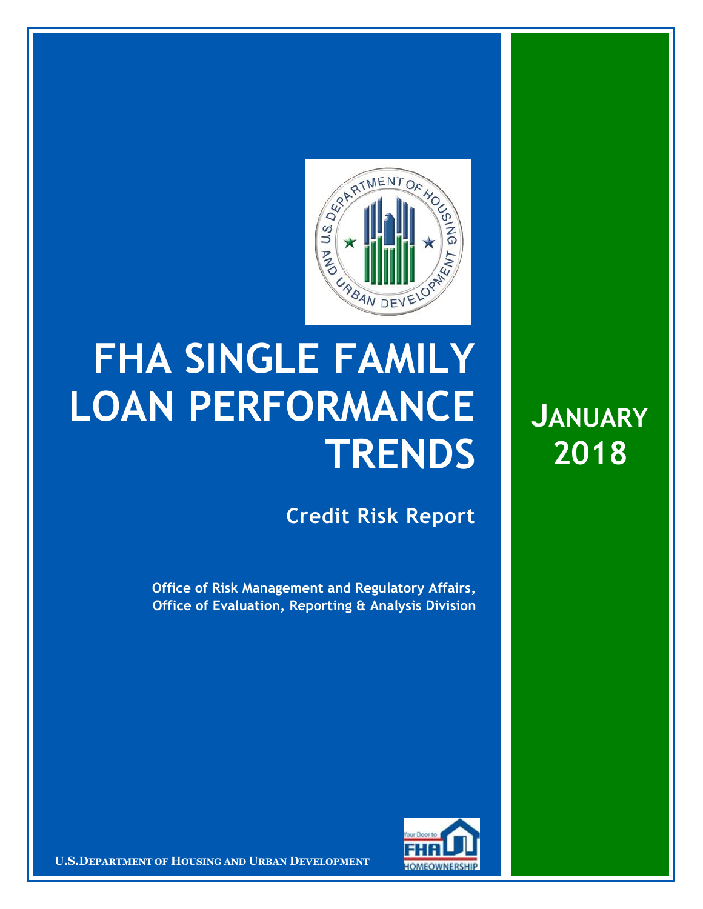# FHA SINGLE FAMILY LOAN PERFORMANCE TRENDS

**JANUARY 2018**

## Credit Risk Report

**Office of Risk Management and Regulatory Affairs, Office of Evaluation, Reporting & Analysis Division**

**U.S. DEPARTMENT OF HOUSING AND URBAN DEVELOPMENT**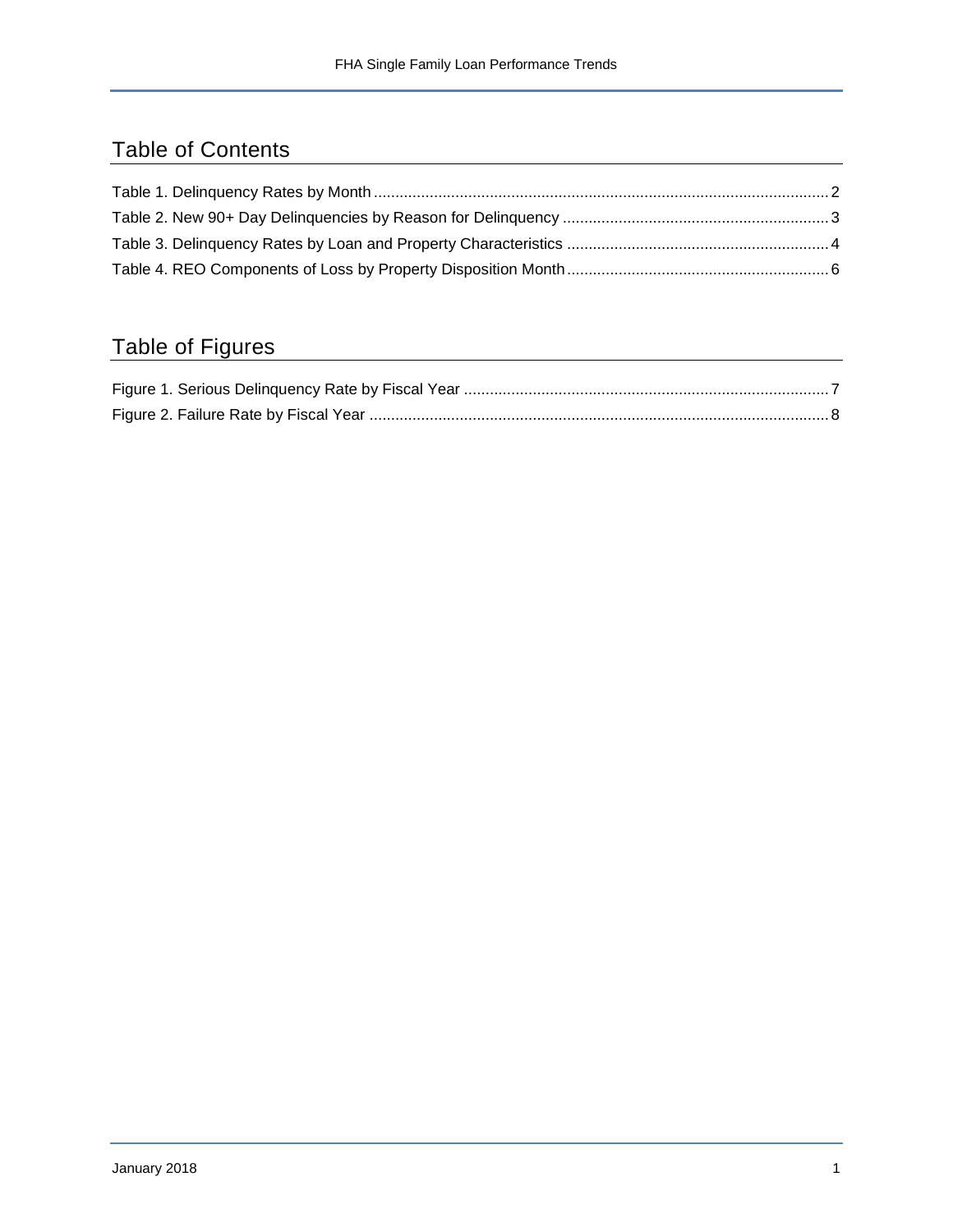## Table of Contents

Table 1. Delinquency Rates by Month ........................................................................................................ 2
Table 2. New 90+ Day Delinquencies by Reason for Delinquency ............................................................ 3
Table 3. Delinquency Rates by Loan and Property Characteristics ............................................................ 4
Table 4. REO Components of Loss by Property Disposition Month ........................................................... 6

## Table of Figures

Figure 1. Serious Delinquency Rate by Fiscal Year .................................................................................... 7
Figure 2. Failure Rate by Fiscal Year ......................................................................................................... 8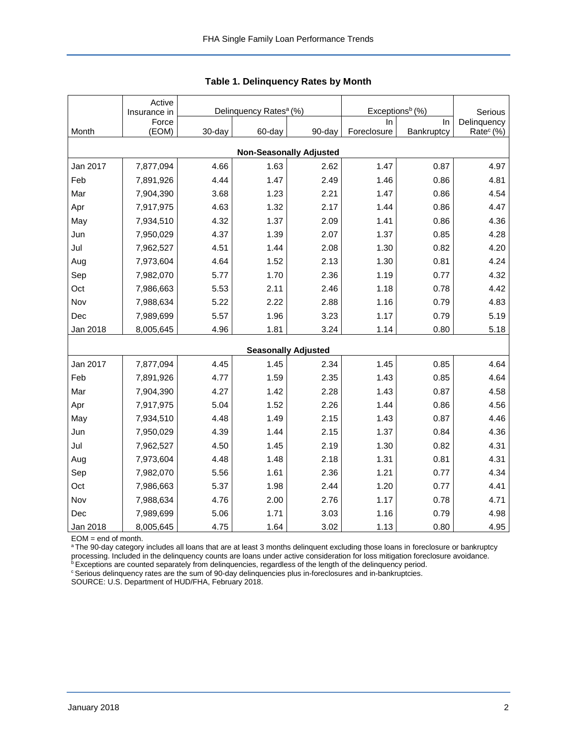## Table 1. Delinquency Rates by Month

| Month | Active Insurance in Force (EOM) | Delinquency Rates[a] (%) | | | Exceptions[b] (%) | | Serious Delinquency Rate[c] (%) |
|---|---|---|---|---|---|---|---|
| | | 30-day | 60-day | 90-day | In Foreclosure | In Bankruptcy | |
| **Non-Seasonally Adjusted** | | | | | | | |
| Jan 2017 | 7,877,094 | 4.66 | 1.63 | 2.62 | 1.47 | 0.87 | 4.97 |
| Feb | 7,891,926 | 4.44 | 1.47 | 2.49 | 1.46 | 0.86 | 4.81 |
| Mar | 7,904,390 | 3.68 | 1.23 | 2.21 | 1.47 | 0.86 | 4.54 |
| Apr | 7,917,975 | 4.63 | 1.32 | 2.17 | 1.44 | 0.86 | 4.47 |
| May | 7,934,510 | 4.32 | 1.37 | 2.09 | 1.41 | 0.86 | 4.36 |
| Jun | 7,950,029 | 4.37 | 1.39 | 2.07 | 1.37 | 0.85 | 4.28 |
| Jul | 7,962,527 | 4.51 | 1.44 | 2.08 | 1.30 | 0.82 | 4.20 |
| Aug | 7,973,604 | 4.64 | 1.52 | 2.13 | 1.30 | 0.81 | 4.24 |
| Sep | 7,982,070 | 5.77 | 1.70 | 2.36 | 1.19 | 0.77 | 4.32 |
| Oct | 7,986,663 | 5.53 | 2.11 | 2.46 | 1.18 | 0.78 | 4.42 |
| Nov | 7,988,634 | 5.22 | 2.22 | 2.88 | 1.16 | 0.79 | 4.83 |
| Dec | 7,989,699 | 5.57 | 1.96 | 3.23 | 1.17 | 0.79 | 5.19 |
| Jan 2018 | 8,005,645 | 4.96 | 1.81 | 3.24 | 1.14 | 0.80 | 5.18 |
| **Seasonally Adjusted** | | | | | | | |
| Jan 2017 | 7,877,094 | 4.45 | 1.45 | 2.34 | 1.45 | 0.85 | 4.64 |
| Feb | 7,891,926 | 4.77 | 1.59 | 2.35 | 1.43 | 0.85 | 4.64 |
| Mar | 7,904,390 | 4.27 | 1.42 | 2.28 | 1.43 | 0.87 | 4.58 |
| Apr | 7,917,975 | 5.04 | 1.52 | 2.26 | 1.44 | 0.86 | 4.56 |
| May | 7,934,510 | 4.48 | 1.49 | 2.15 | 1.43 | 0.87 | 4.46 |
| Jun | 7,950,029 | 4.39 | 1.44 | 2.15 | 1.37 | 0.84 | 4.36 |
| Jul | 7,962,527 | 4.50 | 1.45 | 2.19 | 1.30 | 0.82 | 4.31 |
| Aug | 7,973,604 | 4.48 | 1.48 | 2.18 | 1.31 | 0.81 | 4.31 |
| Sep | 7,982,070 | 5.56 | 1.61 | 2.36 | 1.21 | 0.77 | 4.34 |
| Oct | 7,986,663 | 5.37 | 1.98 | 2.44 | 1.20 | 0.77 | 4.41 |
| Nov | 7,988,634 | 4.76 | 2.00 | 2.76 | 1.17 | 0.78 | 4.71 |
| Dec | 7,989,699 | 5.06 | 1.71 | 3.03 | 1.16 | 0.79 | 4.98 |
| Jan 2018 | 8,005,645 | 4.75 | 1.64 | 3.02 | 1.13 | 0.80 | 4.95 |

EOM = end of month.

[a] The 90-day category includes all loans that are at least 3 months delinquent excluding those loans in foreclosure or bankruptcy processing. Included in the delinquency counts are loans under active consideration for loss mitigation foreclosure avoidance.

[b] Exceptions are counted separately from delinquencies, regardless of the length of the delinquency period.

[c] Serious delinquency rates are the sum of 90-day delinquencies plus in-foreclosures and in-bankruptcies.

SOURCE: U.S. Department of HUD/FHA, February 2018.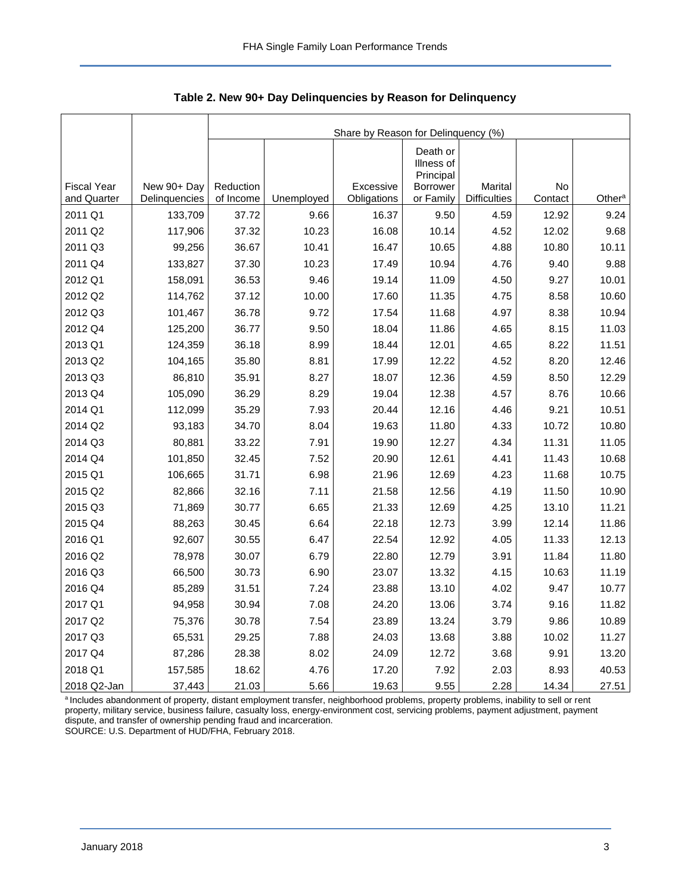**Table 2. New 90+ Day Delinquencies by Reason for Delinquency**

| | | Share by Reason for Delinquency (%) | | | | | | |
|---|---|---|---|---|---|---|---|---|
| Fiscal Year and Quarter | New 90+ Day Delinquencies | Reduction of Income | Unemployed | Excessive Obligations | Death or Illness of Principal Borrower or Family | Marital Difficulties | No Contact | Other[a] |
| 2011 Q1 | 133,709 | 37.72 | 9.66 | 16.37 | 9.50 | 4.59 | 12.92 | 9.24 |
| 2011 Q2 | 117,906 | 37.32 | 10.23 | 16.08 | 10.14 | 4.52 | 12.02 | 9.68 |
| 2011 Q3 | 99,256 | 36.67 | 10.41 | 16.47 | 10.65 | 4.88 | 10.80 | 10.11 |
| 2011 Q4 | 133,827 | 37.30 | 10.23 | 17.49 | 10.94 | 4.76 | 9.40 | 9.88 |
| 2012 Q1 | 158,091 | 36.53 | 9.46 | 19.14 | 11.09 | 4.50 | 9.27 | 10.01 |
| 2012 Q2 | 114,762 | 37.12 | 10.00 | 17.60 | 11.35 | 4.75 | 8.58 | 10.60 |
| 2012 Q3 | 101,467 | 36.78 | 9.72 | 17.54 | 11.68 | 4.97 | 8.38 | 10.94 |
| 2012 Q4 | 125,200 | 36.77 | 9.50 | 18.04 | 11.86 | 4.65 | 8.15 | 11.03 |
| 2013 Q1 | 124,359 | 36.18 | 8.99 | 18.44 | 12.01 | 4.65 | 8.22 | 11.51 |
| 2013 Q2 | 104,165 | 35.80 | 8.81 | 17.99 | 12.22 | 4.52 | 8.20 | 12.46 |
| 2013 Q3 | 86,810 | 35.91 | 8.27 | 18.07 | 12.36 | 4.59 | 8.50 | 12.29 |
| 2013 Q4 | 105,090 | 36.29 | 8.29 | 19.04 | 12.38 | 4.57 | 8.76 | 10.66 |
| 2014 Q1 | 112,099 | 35.29 | 7.93 | 20.44 | 12.16 | 4.46 | 9.21 | 10.51 |
| 2014 Q2 | 93,183 | 34.70 | 8.04 | 19.63 | 11.80 | 4.33 | 10.72 | 10.80 |
| 2014 Q3 | 80,881 | 33.22 | 7.91 | 19.90 | 12.27 | 4.34 | 11.31 | 11.05 |
| 2014 Q4 | 101,850 | 32.45 | 7.52 | 20.90 | 12.61 | 4.41 | 11.43 | 10.68 |
| 2015 Q1 | 106,665 | 31.71 | 6.98 | 21.96 | 12.69 | 4.23 | 11.68 | 10.75 |
| 2015 Q2 | 82,866 | 32.16 | 7.11 | 21.58 | 12.56 | 4.19 | 11.50 | 10.90 |
| 2015 Q3 | 71,869 | 30.77 | 6.65 | 21.33 | 12.69 | 4.25 | 13.10 | 11.21 |
| 2015 Q4 | 88,263 | 30.45 | 6.64 | 22.18 | 12.73 | 3.99 | 12.14 | 11.86 |
| 2016 Q1 | 92,607 | 30.55 | 6.47 | 22.54 | 12.92 | 4.05 | 11.33 | 12.13 |
| 2016 Q2 | 78,978 | 30.07 | 6.79 | 22.80 | 12.79 | 3.91 | 11.84 | 11.80 |
| 2016 Q3 | 66,500 | 30.73 | 6.90 | 23.07 | 13.32 | 4.15 | 10.63 | 11.19 |
| 2016 Q4 | 85,289 | 31.51 | 7.24 | 23.88 | 13.10 | 4.02 | 9.47 | 10.77 |
| 2017 Q1 | 94,958 | 30.94 | 7.08 | 24.20 | 13.06 | 3.74 | 9.16 | 11.82 |
| 2017 Q2 | 75,376 | 30.78 | 7.54 | 23.89 | 13.24 | 3.79 | 9.86 | 10.89 |
| 2017 Q3 | 65,531 | 29.25 | 7.88 | 24.03 | 13.68 | 3.88 | 10.02 | 11.27 |
| 2017 Q4 | 87,286 | 28.38 | 8.02 | 24.09 | 12.72 | 3.68 | 9.91 | 13.20 |
| 2018 Q1 | 157,585 | 18.62 | 4.76 | 17.20 | 7.92 | 2.03 | 8.93 | 40.53 |
| 2018 Q2-Jan | 37,443 | 21.03 | 5.66 | 19.63 | 9.55 | 2.28 | 14.34 | 27.51 |

[a] Includes abandonment of property, distant employment transfer, neighborhood problems, property problems, inability to sell or rent property, military service, business failure, casualty loss, energy-environment cost, servicing problems, payment adjustment, payment dispute, and transfer of ownership pending fraud and incarceration.

SOURCE: U.S. Department of HUD/FHA, February 2018.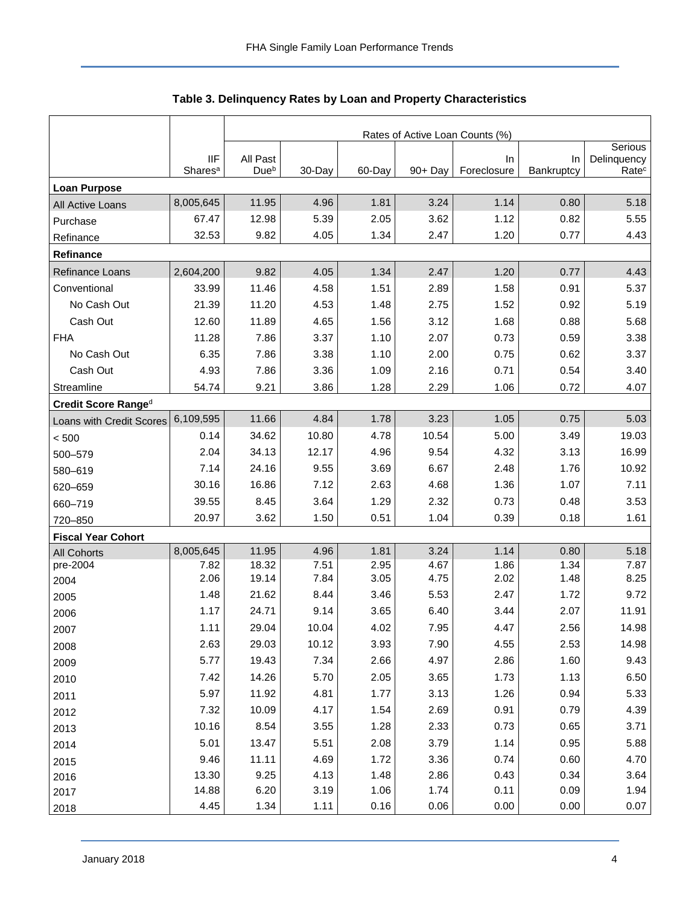## Table 3. Delinquency Rates by Loan and Property Characteristics

| | IIF Shares[a] | Rates of Active Loan Counts (%) | | | | | | |
|---|---|---|---|---|---|---|---|---|
| | | All Past Due[b] | 30-Day | 60-Day | 90+ Day | In Foreclosure | In Bankruptcy | Serious Delinquency Rate[c] |
| **Loan Purpose** | | | | | | | | |
| All Active Loans | 8,005,645 | 11.95 | 4.96 | 1.81 | 3.24 | 1.14 | 0.80 | 5.18 |
| Purchase | 67.47 | 12.98 | 5.39 | 2.05 | 3.62 | 1.12 | 0.82 | 5.55 |
| Refinance | 32.53 | 9.82 | 4.05 | 1.34 | 2.47 | 1.20 | 0.77 | 4.43 |
| **Refinance** | | | | | | | | |
| Refinance Loans | 2,604,200 | 9.82 | 4.05 | 1.34 | 2.47 | 1.20 | 0.77 | 4.43 |
| Conventional | 33.99 | 11.46 | 4.58 | 1.51 | 2.89 | 1.58 | 0.91 | 5.37 |
| No Cash Out | 21.39 | 11.20 | 4.53 | 1.48 | 2.75 | 1.52 | 0.92 | 5.19 |
| Cash Out | 12.60 | 11.89 | 4.65 | 1.56 | 3.12 | 1.68 | 0.88 | 5.68 |
| FHA | 11.28 | 7.86 | 3.37 | 1.10 | 2.07 | 0.73 | 0.59 | 3.38 |
| No Cash Out | 6.35 | 7.86 | 3.38 | 1.10 | 2.00 | 0.75 | 0.62 | 3.37 |
| Cash Out | 4.93 | 7.86 | 3.36 | 1.09 | 2.16 | 0.71 | 0.54 | 3.40 |
| Streamline | 54.74 | 9.21 | 3.86 | 1.28 | 2.29 | 1.06 | 0.72 | 4.07 |
| **Credit Score Range[d]** | | | | | | | | |
| Loans with Credit Scores | 6,109,595 | 11.66 | 4.84 | 1.78 | 3.23 | 1.05 | 0.75 | 5.03 |
| < 500 | 0.14 | 34.62 | 10.80 | 4.78 | 10.54 | 5.00 | 3.49 | 19.03 |
| 500–579 | 2.04 | 34.13 | 12.17 | 4.96 | 9.54 | 4.32 | 3.13 | 16.99 |
| 580–619 | 7.14 | 24.16 | 9.55 | 3.69 | 6.67 | 2.48 | 1.76 | 10.92 |
| 620–659 | 30.16 | 16.86 | 7.12 | 2.63 | 4.68 | 1.36 | 1.07 | 7.11 |
| 660–719 | 39.55 | 8.45 | 3.64 | 1.29 | 2.32 | 0.73 | 0.48 | 3.53 |
| 720–850 | 20.97 | 3.62 | 1.50 | 0.51 | 1.04 | 0.39 | 0.18 | 1.61 |
| **Fiscal Year Cohort** | | | | | | | | |
| All Cohorts | 8,005,645 | 11.95 | 4.96 | 1.81 | 3.24 | 1.14 | 0.80 | 5.18 |
| pre-2004 | 7.82 | 18.32 | 7.51 | 2.95 | 4.67 | 1.86 | 1.34 | 7.87 |
| 2004 | 2.06 | 19.14 | 7.84 | 3.05 | 4.75 | 2.02 | 1.48 | 8.25 |
| 2005 | 1.48 | 21.62 | 8.44 | 3.46 | 5.53 | 2.47 | 1.72 | 9.72 |
| 2006 | 1.17 | 24.71 | 9.14 | 3.65 | 6.40 | 3.44 | 2.07 | 11.91 |
| 2007 | 1.11 | 29.04 | 10.04 | 4.02 | 7.95 | 4.47 | 2.56 | 14.98 |
| 2008 | 2.63 | 29.03 | 10.12 | 3.93 | 7.90 | 4.55 | 2.53 | 14.98 |
| 2009 | 5.77 | 19.43 | 7.34 | 2.66 | 4.97 | 2.86 | 1.60 | 9.43 |
| 2010 | 7.42 | 14.26 | 5.70 | 2.05 | 3.65 | 1.73 | 1.13 | 6.50 |
| 2011 | 5.97 | 11.92 | 4.81 | 1.77 | 3.13 | 1.26 | 0.94 | 5.33 |
| 2012 | 7.32 | 10.09 | 4.17 | 1.54 | 2.69 | 0.91 | 0.79 | 4.39 |
| 2013 | 10.16 | 8.54 | 3.55 | 1.28 | 2.33 | 0.73 | 0.65 | 3.71 |
| 2014 | 5.01 | 13.47 | 5.51 | 2.08 | 3.79 | 1.14 | 0.95 | 5.88 |
| 2015 | 9.46 | 11.11 | 4.69 | 1.72 | 3.36 | 0.74 | 0.60 | 4.70 |
| 2016 | 13.30 | 9.25 | 4.13 | 1.48 | 2.86 | 0.43 | 0.34 | 3.64 |
| 2017 | 14.88 | 6.20 | 3.19 | 1.06 | 1.74 | 0.11 | 0.09 | 1.94 |
| 2018 | 4.45 | 1.34 | 1.11 | 0.16 | 0.06 | 0.00 | 0.00 | 0.07 |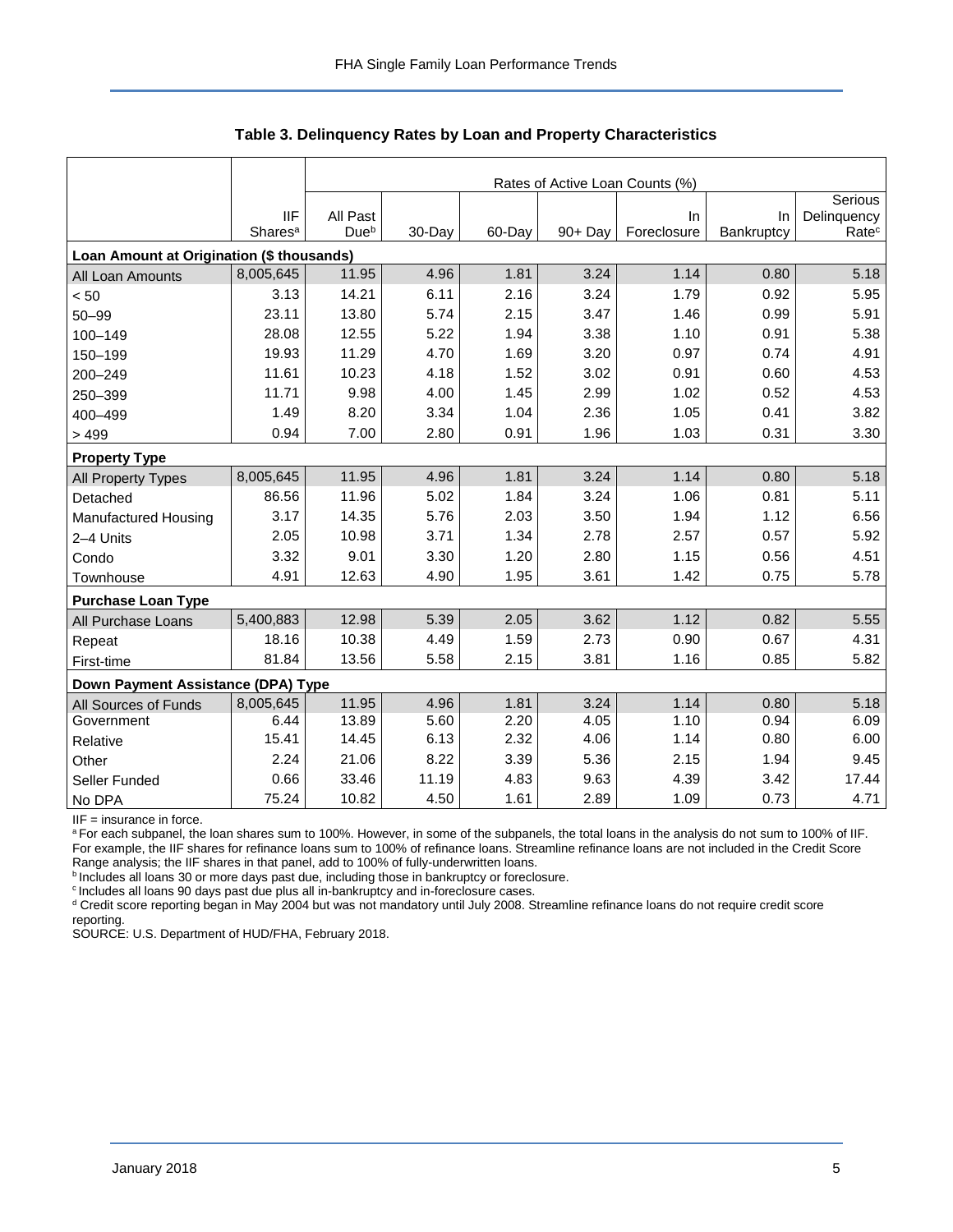**Table 3. Delinquency Rates by Loan and Property Characteristics**

| | IIF Shares[a] | Rates of Active Loan Counts (%) | | | | | | |
|---|---|---|---|---|---|---|---|---|
| | | All Past Due[b] | 30-Day | 60-Day | 90+ Day | In Foreclosure | In Bankruptcy | Serious Delinquency Rate[c] |
| **Loan Amount at Origination ($ thousands)** | | | | | | | | |
| All Loan Amounts | 8,005,645 | 11.95 | 4.96 | 1.81 | 3.24 | 1.14 | 0.80 | 5.18 |
| < 50 | 3.13 | 14.21 | 6.11 | 2.16 | 3.24 | 1.79 | 0.92 | 5.95 |
| 50–99 | 23.11 | 13.80 | 5.74 | 2.15 | 3.47 | 1.46 | 0.99 | 5.91 |
| 100–149 | 28.08 | 12.55 | 5.22 | 1.94 | 3.38 | 1.10 | 0.91 | 5.38 |
| 150–199 | 19.93 | 11.29 | 4.70 | 1.69 | 3.20 | 0.97 | 0.74 | 4.91 |
| 200–249 | 11.61 | 10.23 | 4.18 | 1.52 | 3.02 | 0.91 | 0.60 | 4.53 |
| 250–399 | 11.71 | 9.98 | 4.00 | 1.45 | 2.99 | 1.02 | 0.52 | 4.53 |
| 400–499 | 1.49 | 8.20 | 3.34 | 1.04 | 2.36 | 1.05 | 0.41 | 3.82 |
| > 499 | 0.94 | 7.00 | 2.80 | 0.91 | 1.96 | 1.03 | 0.31 | 3.30 |
| **Property Type** | | | | | | | | |
| All Property Types | 8,005,645 | 11.95 | 4.96 | 1.81 | 3.24 | 1.14 | 0.80 | 5.18 |
| Detached | 86.56 | 11.96 | 5.02 | 1.84 | 3.24 | 1.06 | 0.81 | 5.11 |
| Manufactured Housing | 3.17 | 14.35 | 5.76 | 2.03 | 3.50 | 1.94 | 1.12 | 6.56 |
| 2–4 Units | 2.05 | 10.98 | 3.71 | 1.34 | 2.78 | 2.57 | 0.57 | 5.92 |
| Condo | 3.32 | 9.01 | 3.30 | 1.20 | 2.80 | 1.15 | 0.56 | 4.51 |
| Townhouse | 4.91 | 12.63 | 4.90 | 1.95 | 3.61 | 1.42 | 0.75 | 5.78 |
| **Purchase Loan Type** | | | | | | | | |
| All Purchase Loans | 5,400,883 | 12.98 | 5.39 | 2.05 | 3.62 | 1.12 | 0.82 | 5.55 |
| Repeat | 18.16 | 10.38 | 4.49 | 1.59 | 2.73 | 0.90 | 0.67 | 4.31 |
| First-time | 81.84 | 13.56 | 5.58 | 2.15 | 3.81 | 1.16 | 0.85 | 5.82 |
| **Down Payment Assistance (DPA) Type** | | | | | | | | |
| All Sources of Funds | 8,005,645 | 11.95 | 4.96 | 1.81 | 3.24 | 1.14 | 0.80 | 5.18 |
| Government | 6.44 | 13.89 | 5.60 | 2.20 | 4.05 | 1.10 | 0.94 | 6.09 |
| Relative | 15.41 | 14.45 | 6.13 | 2.32 | 4.06 | 1.14 | 0.80 | 6.00 |
| Other | 2.24 | 21.06 | 8.22 | 3.39 | 5.36 | 2.15 | 1.94 | 9.45 |
| Seller Funded | 0.66 | 33.46 | 11.19 | 4.83 | 9.63 | 4.39 | 3.42 | 17.44 |
| No DPA | 75.24 | 10.82 | 4.50 | 1.61 | 2.89 | 1.09 | 0.73 | 4.71 |

IIF = insurance in force.

[a] For each subpanel, the loan shares sum to 100%. However, in some of the subpanels, the total loans in the analysis do not sum to 100% of IIF. For example, the IIF shares for refinance loans sum to 100% of refinance loans. Streamline refinance loans are not included in the Credit Score Range analysis; the IIF shares in that panel, add to 100% of fully-underwritten loans.

[b] Includes all loans 30 or more days past due, including those in bankruptcy or foreclosure.

[c] Includes all loans 90 days past due plus all in-bankruptcy and in-foreclosure cases.

[d] Credit score reporting began in May 2004 but was not mandatory until July 2008. Streamline refinance loans do not require credit score reporting.

SOURCE: U.S. Department of HUD/FHA, February 2018.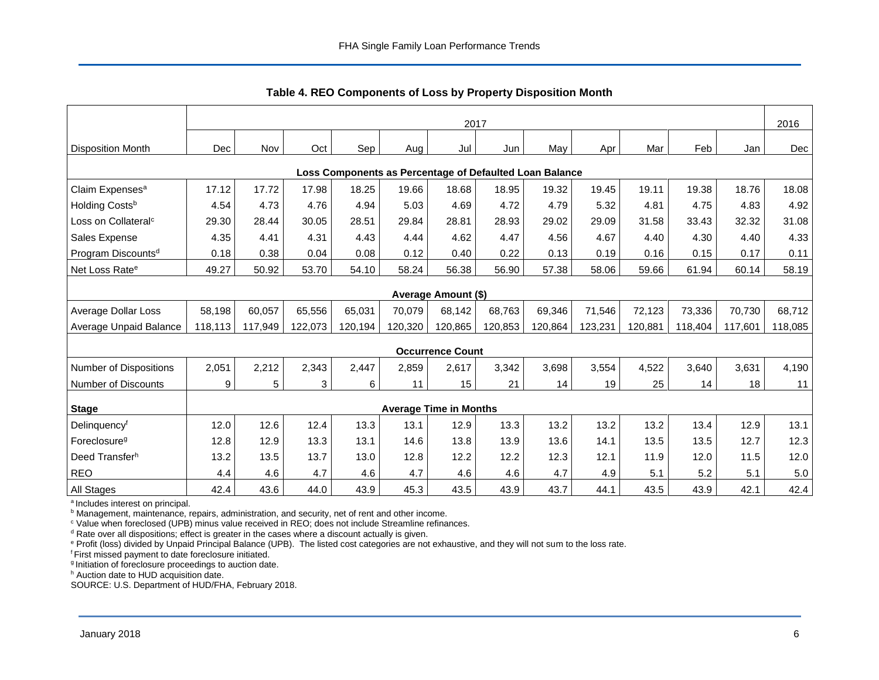## Table 4. REO Components of Loss by Property Disposition Month

| | 2017 | | | | | | | | | | | | 2016 |
|---|---|---|---|---|---|---|---|---|---|---|---|---|---|
| Disposition Month | Dec | Nov | Oct | Sep | Aug | Jul | Jun | May | Apr | Mar | Feb | Jan | Dec |
| **Loss Components as Percentage of Defaulted Loan Balance** | | | | | | | | | | | | | |
| Claim Expenses[a] | 17.12 | 17.72 | 17.98 | 18.25 | 19.66 | 18.68 | 18.95 | 19.32 | 19.45 | 19.11 | 19.38 | 18.76 | 18.08 |
| Holding Costs[b] | 4.54 | 4.73 | 4.76 | 4.94 | 5.03 | 4.69 | 4.72 | 4.79 | 5.32 | 4.81 | 4.75 | 4.83 | 4.92 |
| Loss on Collateral[c] | 29.30 | 28.44 | 30.05 | 28.51 | 29.84 | 28.81 | 28.93 | 29.02 | 29.09 | 31.58 | 33.43 | 32.32 | 31.08 |
| Sales Expense | 4.35 | 4.41 | 4.31 | 4.43 | 4.44 | 4.62 | 4.47 | 4.56 | 4.67 | 4.40 | 4.30 | 4.40 | 4.33 |
| Program Discounts[d] | 0.18 | 0.38 | 0.04 | 0.08 | 0.12 | 0.40 | 0.22 | 0.13 | 0.19 | 0.16 | 0.15 | 0.17 | 0.11 |
| Net Loss Rate[e] | 49.27 | 50.92 | 53.70 | 54.10 | 58.24 | 56.38 | 56.90 | 57.38 | 58.06 | 59.66 | 61.94 | 60.14 | 58.19 |
| **Average Amount ($)** | | | | | | | | | | | | | |
| Average Dollar Loss | 58,198 | 60,057 | 65,556 | 65,031 | 70,079 | 68,142 | 68,763 | 69,346 | 71,546 | 72,123 | 73,336 | 70,730 | 68,712 |
| Average Unpaid Balance | 118,113 | 117,949 | 122,073 | 120,194 | 120,320 | 120,865 | 120,853 | 120,864 | 123,231 | 120,881 | 118,404 | 117,601 | 118,085 |
| **Occurrence Count** | | | | | | | | | | | | | |
| Number of Dispositions | 2,051 | 2,212 | 2,343 | 2,447 | 2,859 | 2,617 | 3,342 | 3,698 | 3,554 | 4,522 | 3,640 | 3,631 | 4,190 |
| Number of Discounts | 9 | 5 | 3 | 6 | 11 | 15 | 21 | 14 | 19 | 25 | 14 | 18 | 11 |
| **Stage** | **Average Time in Months** | | | | | | | | | | | | |
| Delinquency[f] | 12.0 | 12.6 | 12.4 | 13.3 | 13.1 | 12.9 | 13.3 | 13.2 | 13.2 | 13.2 | 13.4 | 12.9 | 13.1 |
| Foreclosure[g] | 12.8 | 12.9 | 13.3 | 13.1 | 14.6 | 13.8 | 13.9 | 13.6 | 14.1 | 13.5 | 13.5 | 12.7 | 12.3 |
| Deed Transfer[h] | 13.2 | 13.5 | 13.7 | 13.0 | 12.8 | 12.2 | 12.2 | 12.3 | 12.1 | 11.9 | 12.0 | 11.5 | 12.0 |
| REO | 4.4 | 4.6 | 4.7 | 4.6 | 4.7 | 4.6 | 4.6 | 4.7 | 4.9 | 5.1 | 5.2 | 5.1 | 5.0 |
| All Stages | 42.4 | 43.6 | 44.0 | 43.9 | 45.3 | 43.5 | 43.9 | 43.7 | 44.1 | 43.5 | 43.9 | 42.1 | 42.4 |

[a] Includes interest on principal.
[b] Management, maintenance, repairs, administration, and security, net of rent and other income.
[c] Value when foreclosed (UPB) minus value received in REO; does not include Streamline refinances.
[d] Rate over all dispositions; effect is greater in the cases where a discount actually is given.
[e] Profit (loss) divided by Unpaid Principal Balance (UPB). The listed cost categories are not exhaustive, and they will not sum to the loss rate.
[f] First missed payment to date foreclosure initiated.
[g] Initiation of foreclosure proceedings to auction date.
[h] Auction date to HUD acquisition date.
SOURCE: U.S. Department of HUD/FHA, February 2018.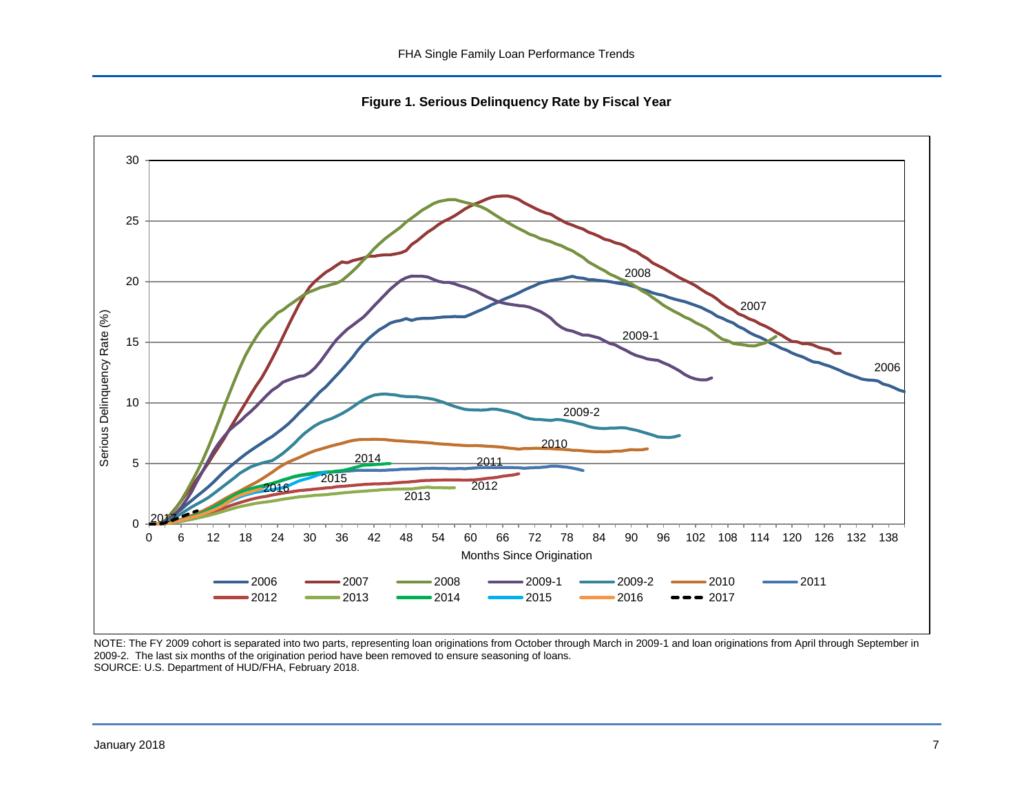**Figure 1. Serious Delinquency Rate by Fiscal Year**

NOTE: The FY 2009 cohort is separated into two parts, representing loan originations from October through March in 2009-1 and loan originations from April through September in 2009-2. The last six months of the origination period have been removed to ensure seasoning of loans.
SOURCE: U.S. Department of HUD/FHA, February 2018.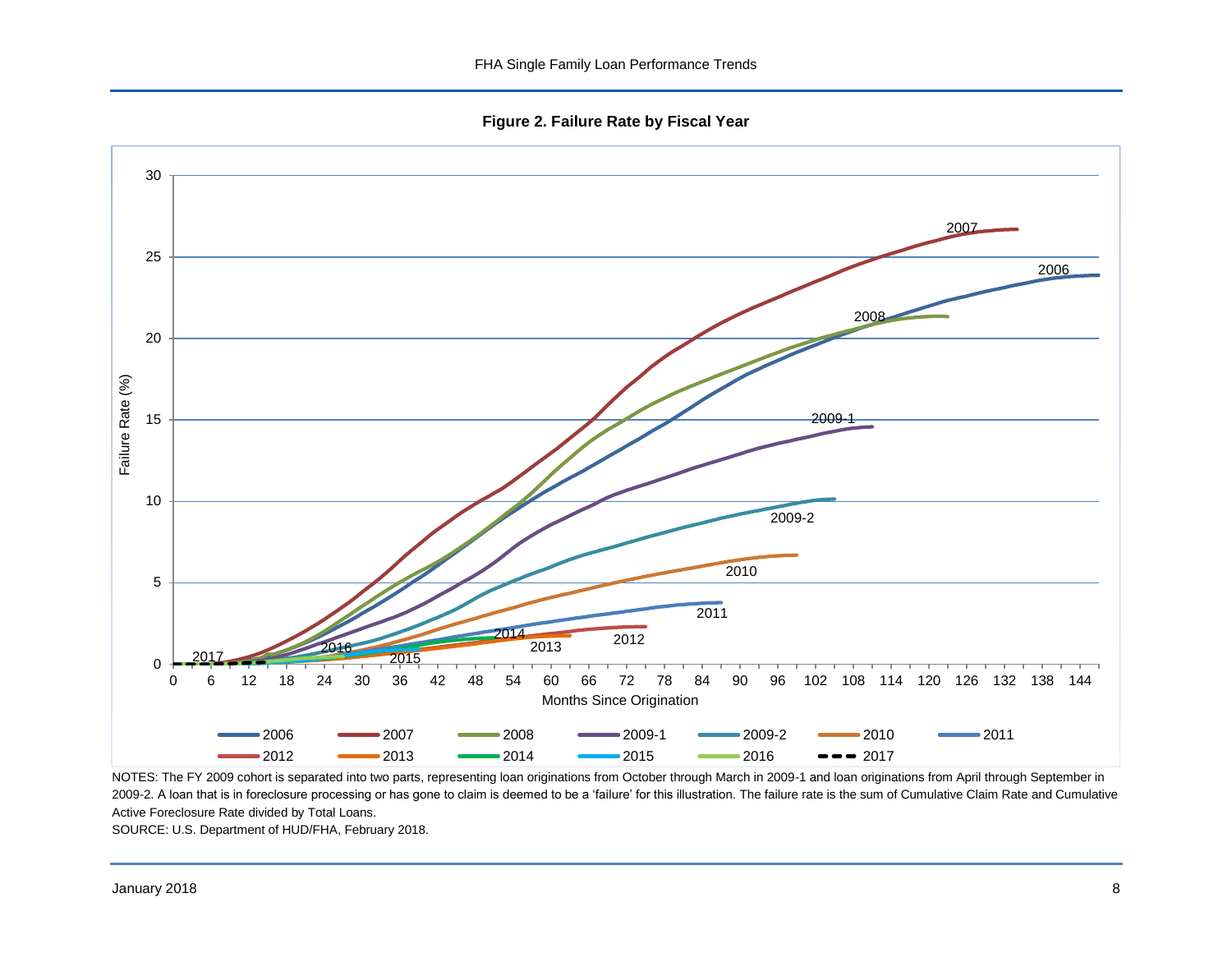**Figure 2. Failure Rate by Fiscal Year**

Failure Rate (%)

30
25
20
15
10
5
0

0 6 12 18 24 30 36 42 48 54 60 66 72 78 84 90 96 102 108 114 120 126 132 138 144

Months Since Origination

2007
2006
2008
2009-1
2009-2
2010
2011
2012
2013
2014
2015
2016
2017

2006 2007 2008 2009-1 2009-2 2010 2011
2012 2013 2014 2015 2016 2017

NOTES: The FY 2009 cohort is separated into two parts, representing loan originations from October through March in 2009-1 and loan originations from April through September in 2009-2. A loan that is in foreclosure processing or has gone to claim is deemed to be a 'failure' for this illustration. The failure rate is the sum of Cumulative Claim Rate and Cumulative Active Foreclosure Rate divided by Total Loans.

SOURCE: U.S. Department of HUD/FHA, February 2018.